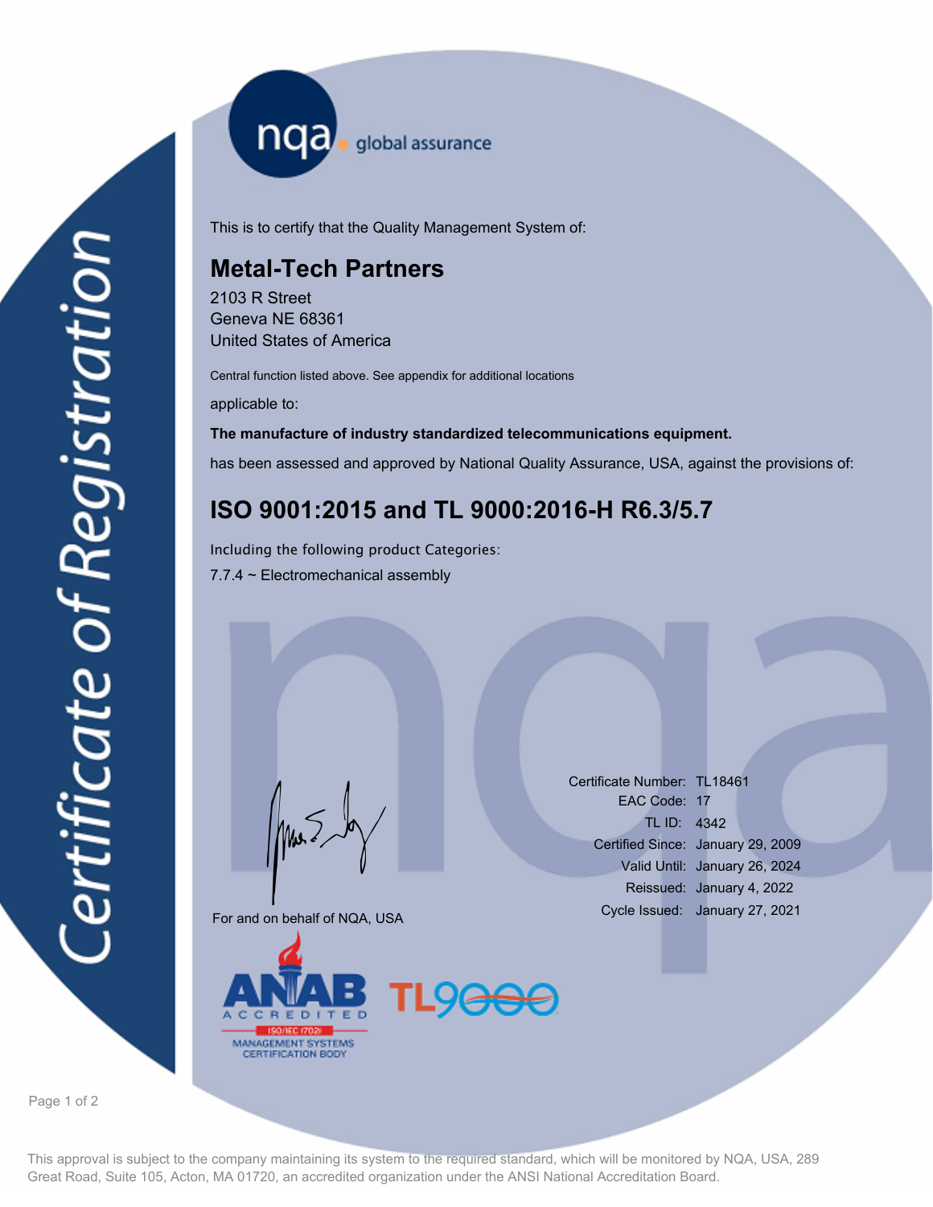# Certificate of Registration

nqa global assurance

This is to certify that the Quality Management System of:

## Metal-Tech Partners

2103 R Street
Geneva NE 68361
United States of America

Central function listed above. See appendix for additional locations

applicable to:

**The manufacture of industry standardized telecommunications equipment.**

has been assessed and approved by National Quality Assurance, USA, against the provisions of:

## ISO 9001:2015 and TL 9000:2016-H R6.3/5.7

Including the following product Categories:

7.7.4 ~ Electromechanical assembly

For and on behalf of NQA, USA

| | |
|---|---|
| Certificate Number: | TL18461 |
| EAC Code: | 17 |
| TL ID: | 4342 |
| Certified Since: | January 29, 2009 |
| Valid Until: | January 26, 2024 |
| Reissued: | January 4, 2022 |
| Cycle Issued: | January 27, 2021 |

ANAB ACCREDITED ISO/IEC 17021 MANAGEMENT SYSTEMS CERTIFICATION BODY

TL9000

This approval is subject to the company maintaining its system to the required standard, which will be monitored by NQA, USA, 289 Great Road, Suite 105, Acton, MA 01720, an accredited organization under the ANSI National Accreditation Board.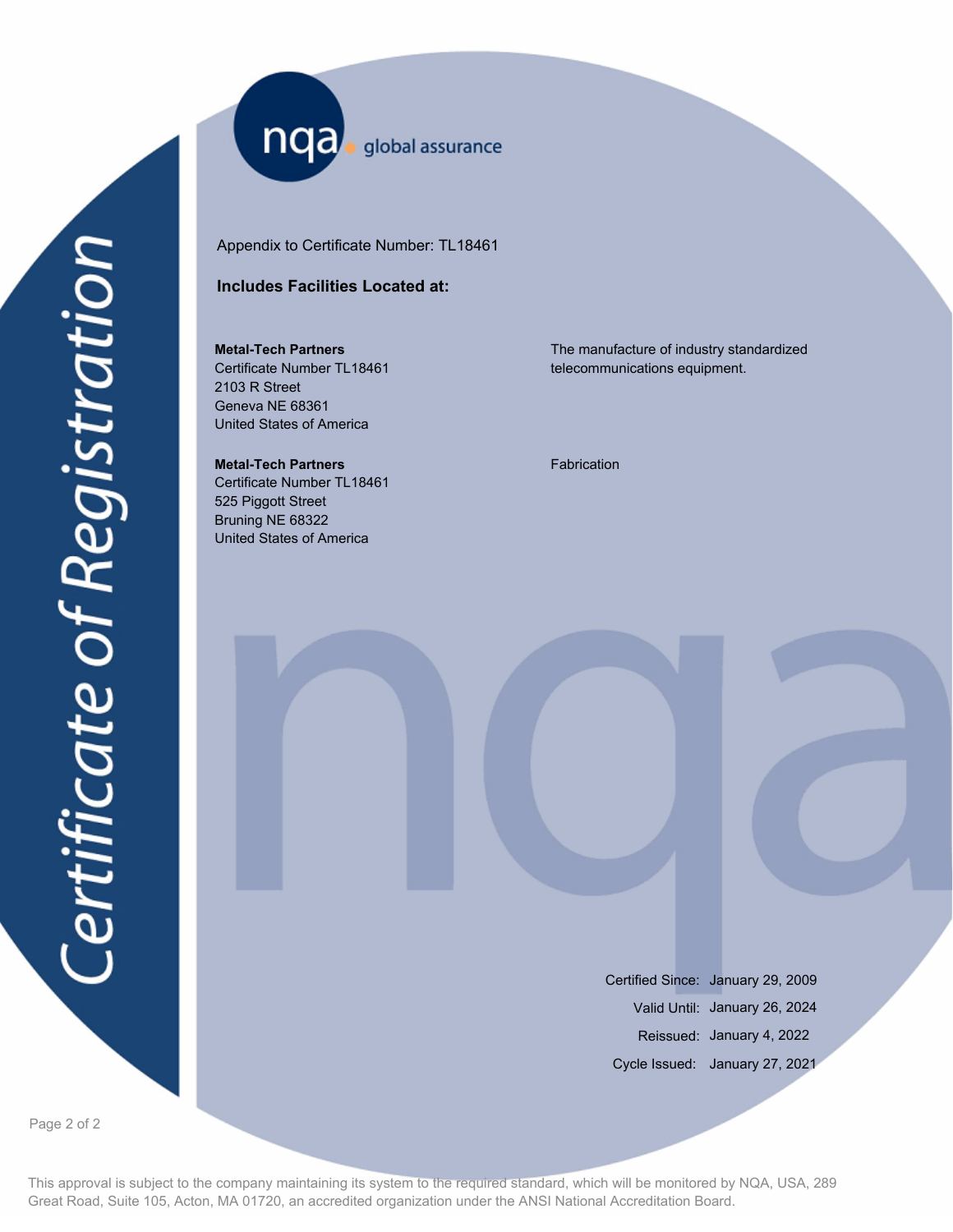Certificate of Registration

nqa global assurance

Appendix to Certificate Number: TL18461

**Includes Facilities Located at:**

| | |
|---|---|
| **Metal-Tech Partners**<br>Certificate Number TL18461<br>2103 R Street<br>Geneva NE 68361<br>United States of America | The manufacture of industry standardized telecommunications equipment. |
| **Metal-Tech Partners**<br>Certificate Number TL18461<br>525 Piggott Street<br>Bruning NE 68322<br>United States of America | Fabrication |

Certified Since: January 29, 2009

Valid Until: January 26, 2024

Reissued: January 4, 2022

Cycle Issued: January 27, 2021

This approval is subject to the company maintaining its system to the required standard, which will be monitored by NQA, USA, 289 Great Road, Suite 105, Acton, MA 01720, an accredited organization under the ANSI National Accreditation Board.